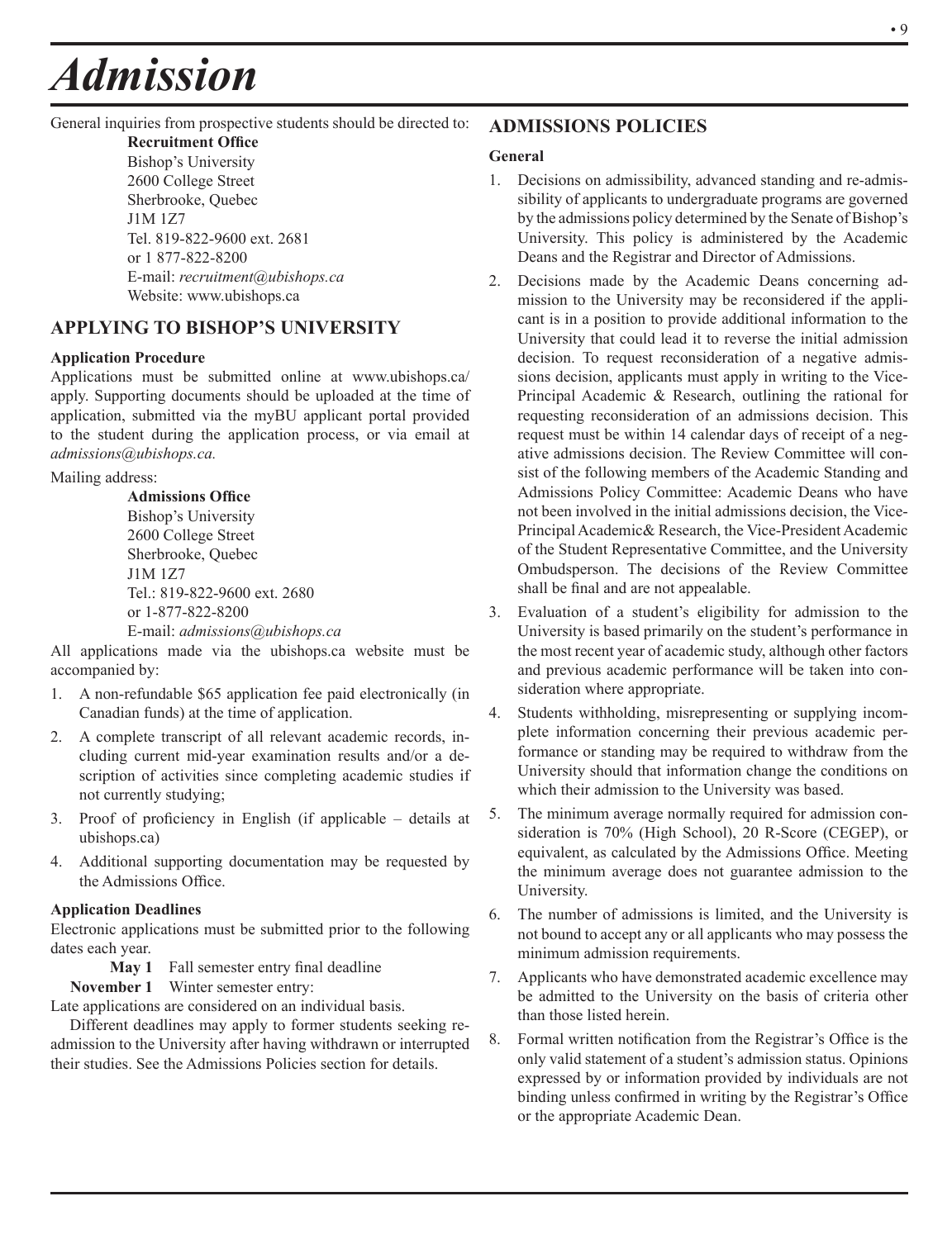# Admission

General inquiries from prospective students should be directed to:

**Recruitment Office**
Bishop's University
2600 College Street
Sherbrooke, Quebec
J1M 1Z7
Tel. 819-822-9600 ext. 2681
or 1 877-822-8200
E-mail: *recruitment@ubishops.ca*
Website: www.ubishops.ca

## APPLYING TO BISHOP'S UNIVERSITY

### Application Procedure

Applications must be submitted online at www.ubishops.ca/apply. Supporting documents should be uploaded at the time of application, submitted via the myBU applicant portal provided to the student during the application process, or via email at *admissions@ubishops.ca.*

Mailing address:

**Admissions Office**
Bishop's University
2600 College Street
Sherbrooke, Quebec
J1M 1Z7
Tel.: 819-822-9600 ext. 2680
or 1-877-822-8200
E-mail: *admissions@ubishops.ca*

All applications made via the ubishops.ca website must be accompanied by:

1. A non-refundable $65 application fee paid electronically (in Canadian funds) at the time of application.
2. A complete transcript of all relevant academic records, including current mid-year examination results and/or a description of activities since completing academic studies if not currently studying;
3. Proof of proficiency in English (if applicable – details at ubishops.ca)
4. Additional supporting documentation may be requested by the Admissions Office.

### Application Deadlines

Electronic applications must be submitted prior to the following dates each year.

**May 1** Fall semester entry final deadline
**November 1** Winter semester entry:

Late applications are considered on an individual basis.

Different deadlines may apply to former students seeking readmission to the University after having withdrawn or interrupted their studies. See the Admissions Policies section for details.

## ADMISSIONS POLICIES

### General

1. Decisions on admissibility, advanced standing and re-admissibility of applicants to undergraduate programs are governed by the admissions policy determined by the Senate of Bishop's University. This policy is administered by the Academic Deans and the Registrar and Director of Admissions.
2. Decisions made by the Academic Deans concerning admission to the University may be reconsidered if the applicant is in a position to provide additional information to the University that could lead it to reverse the initial admission decision. To request reconsideration of a negative admissions decision, applicants must apply in writing to the Vice-Principal Academic & Research, outlining the rational for requesting reconsideration of an admissions decision. This request must be within 14 calendar days of receipt of a negative admissions decision. The Review Committee will consist of the following members of the Academic Standing and Admissions Policy Committee: Academic Deans who have not been involved in the initial admissions decision, the Vice-Principal Academic& Research, the Vice-President Academic of the Student Representative Committee, and the University Ombudsperson. The decisions of the Review Committee shall be final and are not appealable.
3. Evaluation of a student's eligibility for admission to the University is based primarily on the student's performance in the most recent year of academic study, although other factors and previous academic performance will be taken into consideration where appropriate.
4. Students withholding, misrepresenting or supplying incomplete information concerning their previous academic performance or standing may be required to withdraw from the University should that information change the conditions on which their admission to the University was based.
5. The minimum average normally required for admission consideration is 70% (High School), 20 R-Score (CEGEP), or equivalent, as calculated by the Admissions Office. Meeting the minimum average does not guarantee admission to the University.
6. The number of admissions is limited, and the University is not bound to accept any or all applicants who may possess the minimum admission requirements.
7. Applicants who have demonstrated academic excellence may be admitted to the University on the basis of criteria other than those listed herein.
8. Formal written notification from the Registrar's Office is the only valid statement of a student's admission status. Opinions expressed by or information provided by individuals are not binding unless confirmed in writing by the Registrar's Office or the appropriate Academic Dean.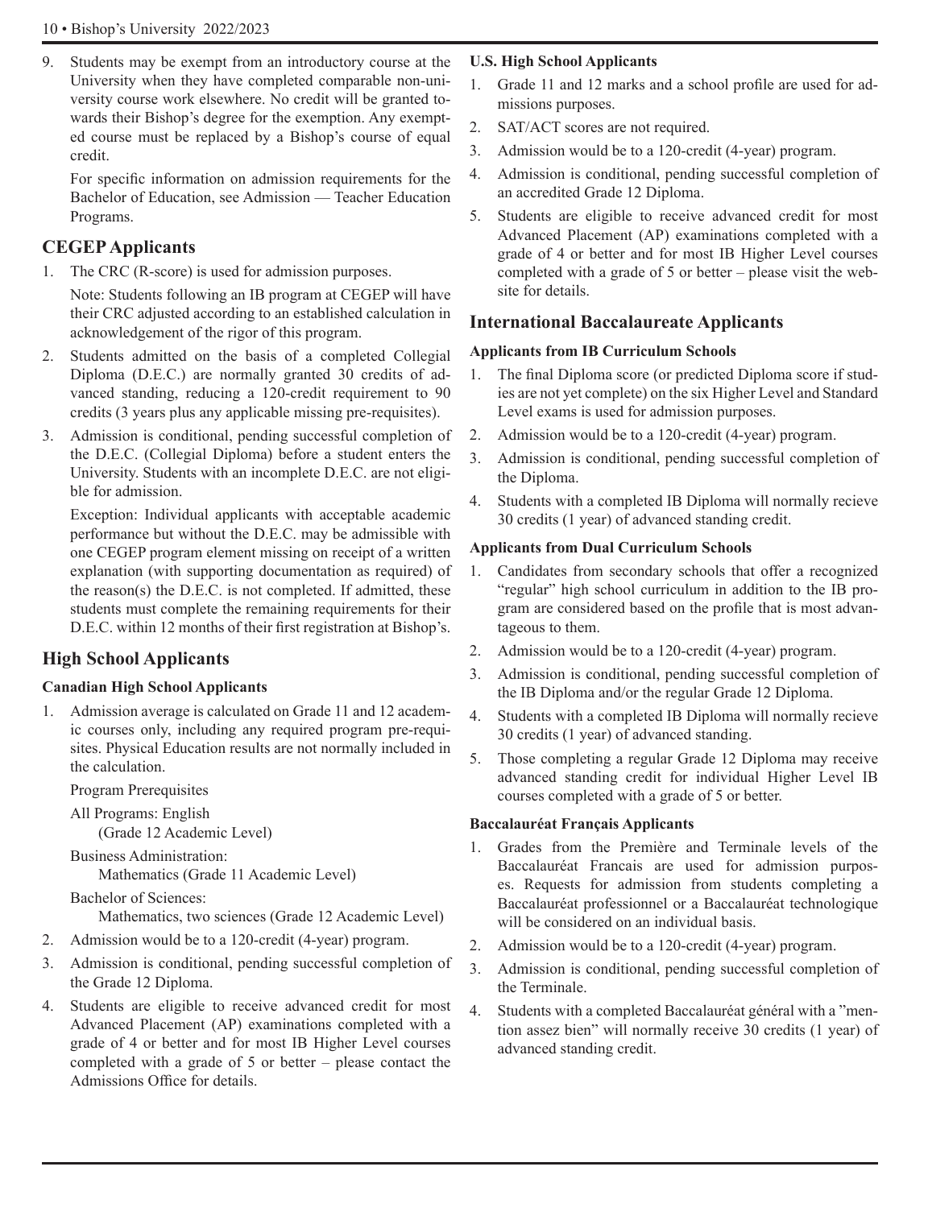9. Students may be exempt from an introductory course at the University when they have completed comparable non-university course work elsewhere. No credit will be granted towards their Bishop's degree for the exemption. Any exempted course must be replaced by a Bishop's course of equal credit.

   For specific information on admission requirements for the Bachelor of Education, see Admission — Teacher Education Programs.

## CEGEP Applicants

1. The CRC (R-score) is used for admission purposes.

   Note: Students following an IB program at CEGEP will have their CRC adjusted according to an established calculation in acknowledgement of the rigor of this program.

2. Students admitted on the basis of a completed Collegial Diploma (D.E.C.) are normally granted 30 credits of advanced standing, reducing a 120-credit requirement to 90 credits (3 years plus any applicable missing pre-requisites).

3. Admission is conditional, pending successful completion of the D.E.C. (Collegial Diploma) before a student enters the University. Students with an incomplete D.E.C. are not eligible for admission.

   Exception: Individual applicants with acceptable academic performance but without the D.E.C. may be admissible with one CEGEP program element missing on receipt of a written explanation (with supporting documentation as required) of the reason(s) the D.E.C. is not completed. If admitted, these students must complete the remaining requirements for their D.E.C. within 12 months of their first registration at Bishop's.

## High School Applicants

### Canadian High School Applicants

1. Admission average is calculated on Grade 11 and 12 academic courses only, including any required program pre-requisites. Physical Education results are not normally included in the calculation.

   Program Prerequisites

   All Programs: English
   (Grade 12 Academic Level)

   Business Administration:
   Mathematics (Grade 11 Academic Level)

   Bachelor of Sciences:
   Mathematics, two sciences (Grade 12 Academic Level)

2. Admission would be to a 120-credit (4-year) program.

3. Admission is conditional, pending successful completion of the Grade 12 Diploma.

4. Students are eligible to receive advanced credit for most Advanced Placement (AP) examinations completed with a grade of 4 or better and for most IB Higher Level courses completed with a grade of 5 or better – please contact the Admissions Office for details.

### U.S. High School Applicants

1. Grade 11 and 12 marks and a school profile are used for admissions purposes.

2. SAT/ACT scores are not required.

3. Admission would be to a 120-credit (4-year) program.

4. Admission is conditional, pending successful completion of an accredited Grade 12 Diploma.

5. Students are eligible to receive advanced credit for most Advanced Placement (AP) examinations completed with a grade of 4 or better and for most IB Higher Level courses completed with a grade of 5 or better – please visit the website for details.

## International Baccalaureate Applicants

### Applicants from IB Curriculum Schools

1. The final Diploma score (or predicted Diploma score if studies are not yet complete) on the six Higher Level and Standard Level exams is used for admission purposes.

2. Admission would be to a 120-credit (4-year) program.

3. Admission is conditional, pending successful completion of the Diploma.

4. Students with a completed IB Diploma will normally recieve 30 credits (1 year) of advanced standing credit.

### Applicants from Dual Curriculum Schools

1. Candidates from secondary schools that offer a recognized "regular" high school curriculum in addition to the IB program are considered based on the profile that is most advantageous to them.

2. Admission would be to a 120-credit (4-year) program.

3. Admission is conditional, pending successful completion of the IB Diploma and/or the regular Grade 12 Diploma.

4. Students with a completed IB Diploma will normally recieve 30 credits (1 year) of advanced standing.

5. Those completing a regular Grade 12 Diploma may receive advanced standing credit for individual Higher Level IB courses completed with a grade of 5 or better.

### Baccalauréat Français Applicants

1. Grades from the Première and Terminale levels of the Baccalauréat Francais are used for admission purposes. Requests for admission from students completing a Baccalauréat professionnel or a Baccalauréat technologique will be considered on an individual basis.

2. Admission would be to a 120-credit (4-year) program.

3. Admission is conditional, pending successful completion of the Terminale.

4. Students with a completed Baccalauréat général with a "mention assez bien" will normally receive 30 credits (1 year) of advanced standing credit.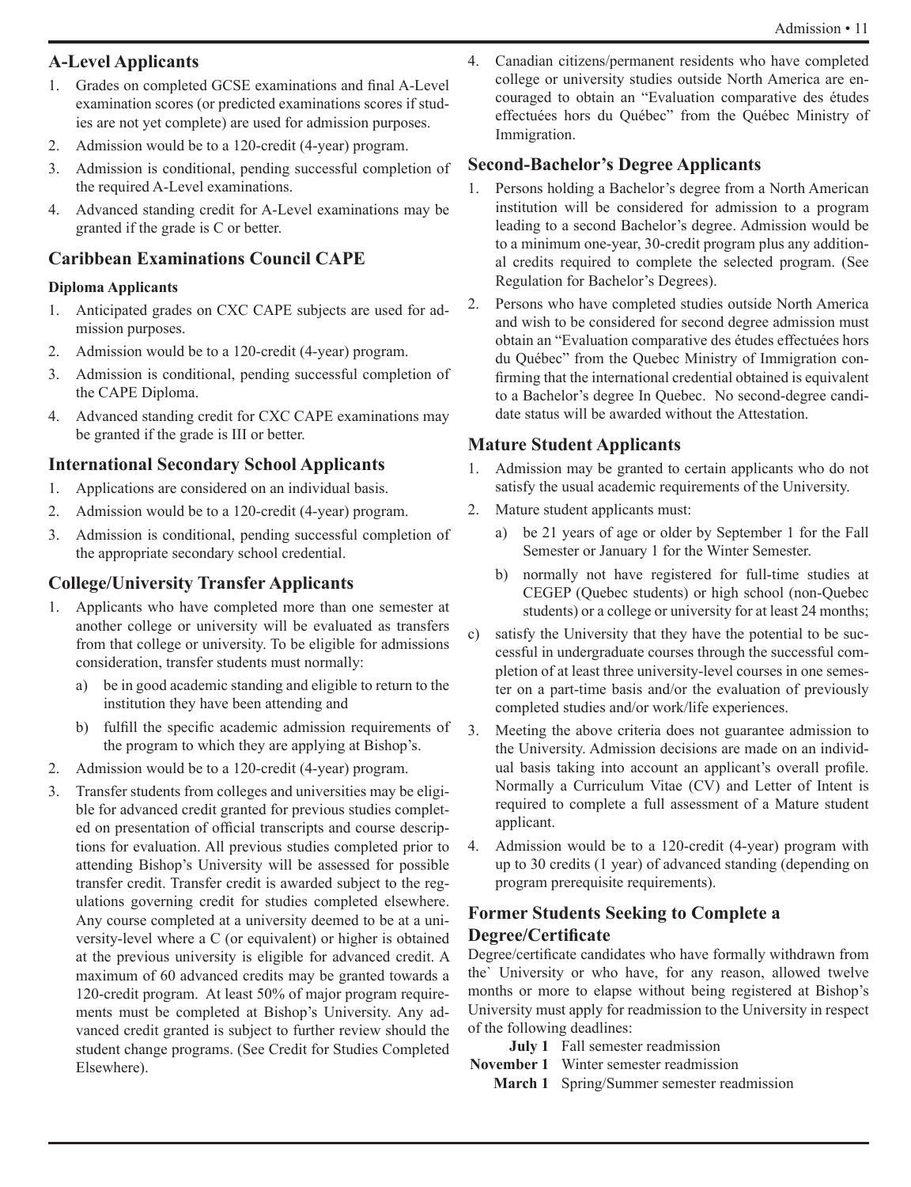## A-Level Applicants

1. Grades on completed GCSE examinations and final A-Level examination scores (or predicted examinations scores if studies are not yet complete) are used for admission purposes.
2. Admission would be to a 120-credit (4-year) program.
3. Admission is conditional, pending successful completion of the required A-Level examinations.
4. Advanced standing credit for A-Level examinations may be granted if the grade is C or better.

## Caribbean Examinations Council CAPE

### Diploma Applicants

1. Anticipated grades on CXC CAPE subjects are used for admission purposes.
2. Admission would be to a 120-credit (4-year) program.
3. Admission is conditional, pending successful completion of the CAPE Diploma.
4. Advanced standing credit for CXC CAPE examinations may be granted if the grade is III or better.

## International Secondary School Applicants

1. Applications are considered on an individual basis.
2. Admission would be to a 120-credit (4-year) program.
3. Admission is conditional, pending successful completion of the appropriate secondary school credential.

## College/University Transfer Applicants

1. Applicants who have completed more than one semester at another college or university will be evaluated as transfers from that college or university. To be eligible for admissions consideration, transfer students must normally:
   a) be in good academic standing and eligible to return to the institution they have been attending and
   b) fulfill the specific academic admission requirements of the program to which they are applying at Bishop's.
2. Admission would be to a 120-credit (4-year) program.
3. Transfer students from colleges and universities may be eligible for advanced credit granted for previous studies completed on presentation of official transcripts and course descriptions for evaluation. All previous studies completed prior to attending Bishop's University will be assessed for possible transfer credit. Transfer credit is awarded subject to the regulations governing credit for studies completed elsewhere. Any course completed at a university deemed to be at a university-level where a C (or equivalent) or higher is obtained at the previous university is eligible for advanced credit. A maximum of 60 advanced credits may be granted towards a 120-credit program. At least 50% of major program requirements must be completed at Bishop's University. Any advanced credit granted is subject to further review should the student change programs. (See Credit for Studies Completed Elsewhere).
4. Canadian citizens/permanent residents who have completed college or university studies outside North America are encouraged to obtain an "Evaluation comparative des études effectuées hors du Québec" from the Québec Ministry of Immigration.

## Second-Bachelor's Degree Applicants

1. Persons holding a Bachelor's degree from a North American institution will be considered for admission to a program leading to a second Bachelor's degree. Admission would be to a minimum one-year, 30-credit program plus any additional credits required to complete the selected program. (See Regulation for Bachelor's Degrees).
2. Persons who have completed studies outside North America and wish to be considered for second degree admission must obtain an "Evaluation comparative des études effectuées hors du Québec" from the Quebec Ministry of Immigration confirming that the international credential obtained is equivalent to a Bachelor's degree In Quebec. No second-degree candidate status will be awarded without the Attestation.

## Mature Student Applicants

1. Admission may be granted to certain applicants who do not satisfy the usual academic requirements of the University.
2. Mature student applicants must:
   a) be 21 years of age or older by September 1 for the Fall Semester or January 1 for the Winter Semester.
   b) normally not have registered for full-time studies at CEGEP (Quebec students) or high school (non-Quebec students) or a college or university for at least 24 months;

c) satisfy the University that they have the potential to be successful in undergraduate courses through the successful completion of at least three university-level courses in one semester on a part-time basis and/or the evaluation of previously completed studies and/or work/life experiences.

3. Meeting the above criteria does not guarantee admission to the University. Admission decisions are made on an individual basis taking into account an applicant's overall profile. Normally a Curriculum Vitae (CV) and Letter of Intent is required to complete a full assessment of a Mature student applicant.
4. Admission would be to a 120-credit (4-year) program with up to 30 credits (1 year) of advanced standing (depending on program prerequisite requirements).

## Former Students Seeking to Complete a Degree/Certificate

Degree/certificate candidates who have formally withdrawn from the` University or who have, for any reason, allowed twelve months or more to elapse without being registered at Bishop's University must apply for readmission to the University in respect of the following deadlines:

**July 1** Fall semester readmission
**November 1** Winter semester readmission
**March 1** Spring/Summer semester readmission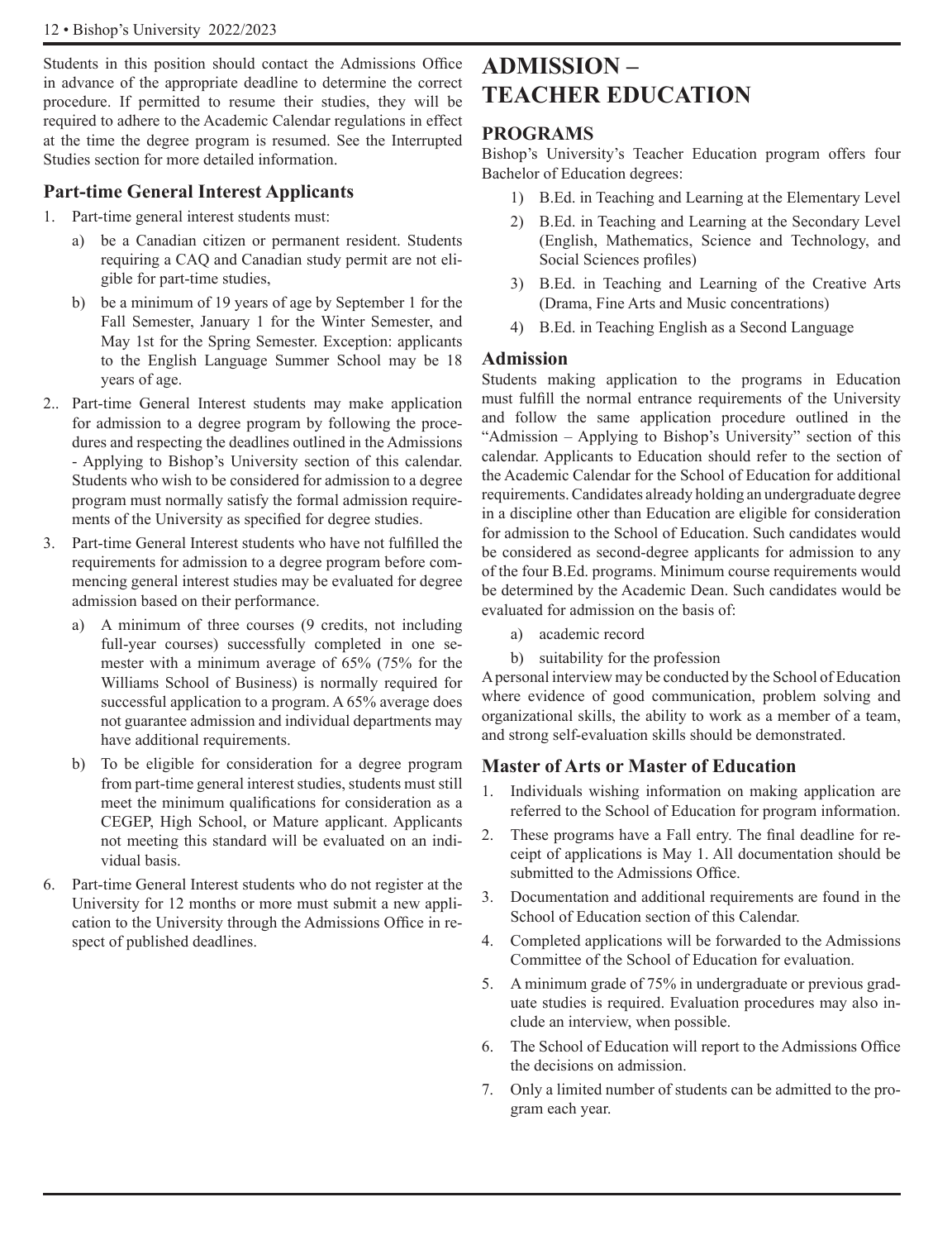Students in this position should contact the Admissions Office in advance of the appropriate deadline to determine the correct procedure. If permitted to resume their studies, they will be required to adhere to the Academic Calendar regulations in effect at the time the degree program is resumed. See the Interrupted Studies section for more detailed information.

### Part-time General Interest Applicants

1. Part-time general interest students must:
   a) be a Canadian citizen or permanent resident. Students requiring a CAQ and Canadian study permit are not eligible for part-time studies,
   b) be a minimum of 19 years of age by September 1 for the Fall Semester, January 1 for the Winter Semester, and May 1st for the Spring Semester. Exception: applicants to the English Language Summer School may be 18 years of age.
2.. Part-time General Interest students may make application for admission to a degree program by following the procedures and respecting the deadlines outlined in the Admissions - Applying to Bishop's University section of this calendar. Students who wish to be considered for admission to a degree program must normally satisfy the formal admission requirements of the University as specified for degree studies.
3. Part-time General Interest students who have not fulfilled the requirements for admission to a degree program before commencing general interest studies may be evaluated for degree admission based on their performance.
   a) A minimum of three courses (9 credits, not including full-year courses) successfully completed in one semester with a minimum average of 65% (75% for the Williams School of Business) is normally required for successful application to a program. A 65% average does not guarantee admission and individual departments may have additional requirements.
   b) To be eligible for consideration for a degree program from part-time general interest studies, students must still meet the minimum qualifications for consideration as a CEGEP, High School, or Mature applicant. Applicants not meeting this standard will be evaluated on an individual basis.
6. Part-time General Interest students who do not register at the University for 12 months or more must submit a new application to the University through the Admissions Office in respect of published deadlines.

# ADMISSION – TEACHER EDUCATION

## PROGRAMS

Bishop's University's Teacher Education program offers four Bachelor of Education degrees:

1) B.Ed. in Teaching and Learning at the Elementary Level
2) B.Ed. in Teaching and Learning at the Secondary Level (English, Mathematics, Science and Technology, and Social Sciences profiles)
3) B.Ed. in Teaching and Learning of the Creative Arts (Drama, Fine Arts and Music concentrations)
4) B.Ed. in Teaching English as a Second Language

### Admission

Students making application to the programs in Education must fulfill the normal entrance requirements of the University and follow the same application procedure outlined in the "Admission – Applying to Bishop's University" section of this calendar. Applicants to Education should refer to the section of the Academic Calendar for the School of Education for additional requirements. Candidates already holding an undergraduate degree in a discipline other than Education are eligible for consideration for admission to the School of Education. Such candidates would be considered as second-degree applicants for admission to any of the four B.Ed. programs. Minimum course requirements would be determined by the Academic Dean. Such candidates would be evaluated for admission on the basis of:

a) academic record
b) suitability for the profession

A personal interview may be conducted by the School of Education where evidence of good communication, problem solving and organizational skills, the ability to work as a member of a team, and strong self-evaluation skills should be demonstrated.

### Master of Arts or Master of Education

1. Individuals wishing information on making application are referred to the School of Education for program information.
2. These programs have a Fall entry. The final deadline for receipt of applications is May 1. All documentation should be submitted to the Admissions Office.
3. Documentation and additional requirements are found in the School of Education section of this Calendar.
4. Completed applications will be forwarded to the Admissions Committee of the School of Education for evaluation.
5. A minimum grade of 75% in undergraduate or previous graduate studies is required. Evaluation procedures may also include an interview, when possible.
6. The School of Education will report to the Admissions Office the decisions on admission.
7. Only a limited number of students can be admitted to the program each year.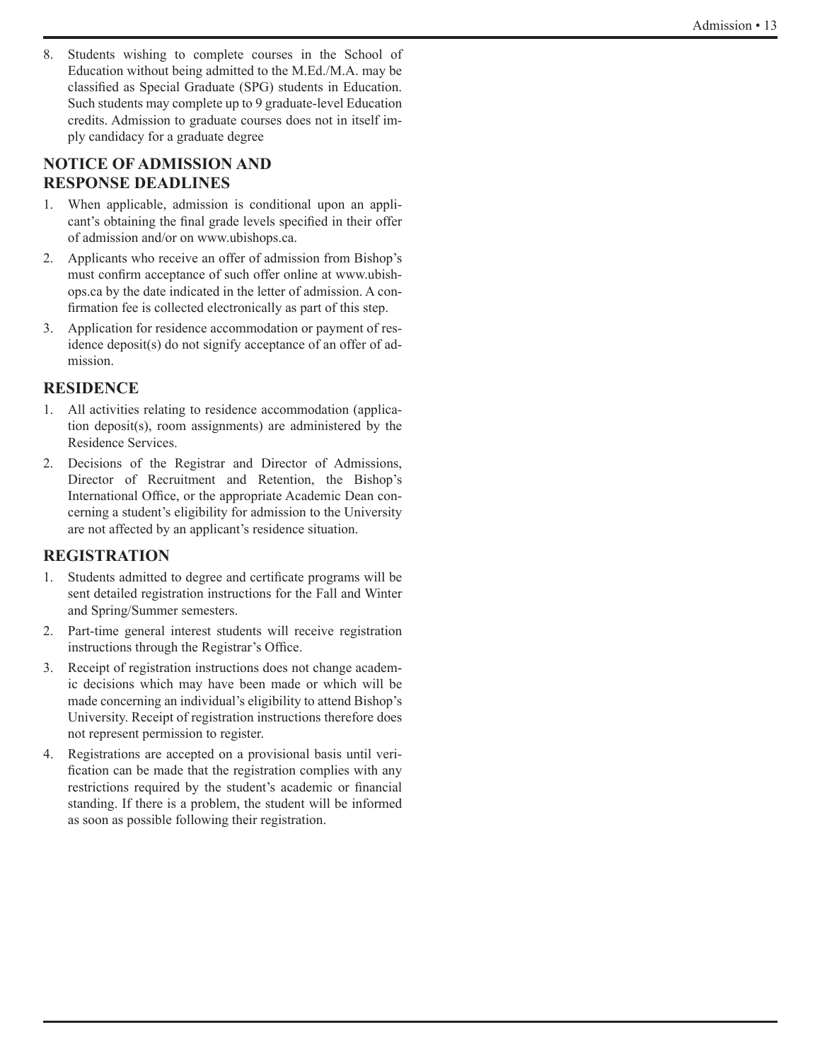8. Students wishing to complete courses in the School of Education without being admitted to the M.Ed./M.A. may be classified as Special Graduate (SPG) students in Education. Such students may complete up to 9 graduate-level Education credits. Admission to graduate courses does not in itself imply candidacy for a graduate degree

## NOTICE OF ADMISSION AND RESPONSE DEADLINES

1. When applicable, admission is conditional upon an applicant's obtaining the final grade levels specified in their offer of admission and/or on www.ubishops.ca.
2. Applicants who receive an offer of admission from Bishop's must confirm acceptance of such offer online at www.ubishops.ca by the date indicated in the letter of admission. A confirmation fee is collected electronically as part of this step.
3. Application for residence accommodation or payment of residence deposit(s) do not signify acceptance of an offer of admission.

## RESIDENCE

1. All activities relating to residence accommodation (application deposit(s), room assignments) are administered by the Residence Services.
2. Decisions of the Registrar and Director of Admissions, Director of Recruitment and Retention, the Bishop's International Office, or the appropriate Academic Dean concerning a student's eligibility for admission to the University are not affected by an applicant's residence situation.

## REGISTRATION

1. Students admitted to degree and certificate programs will be sent detailed registration instructions for the Fall and Winter and Spring/Summer semesters.
2. Part-time general interest students will receive registration instructions through the Registrar's Office.
3. Receipt of registration instructions does not change academic decisions which may have been made or which will be made concerning an individual's eligibility to attend Bishop's University. Receipt of registration instructions therefore does not represent permission to register.
4. Registrations are accepted on a provisional basis until verification can be made that the registration complies with any restrictions required by the student's academic or financial standing. If there is a problem, the student will be informed as soon as possible following their registration.